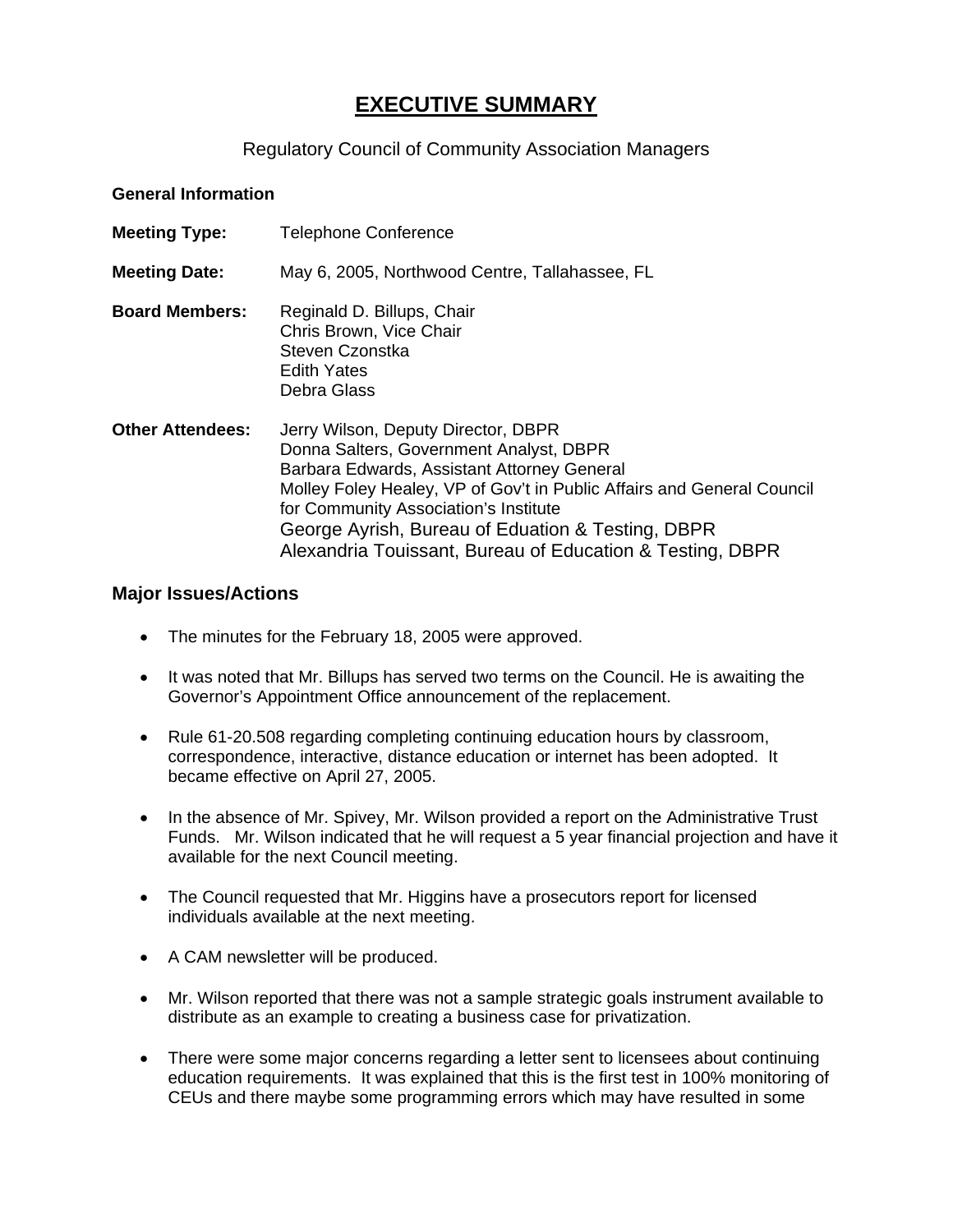# EXECUTIVE SUMMARY

Regulatory Council of Community Association Managers

**General Information**

**Meeting Type:** Telephone Conference

**Meeting Date:** May 6, 2005, Northwood Centre, Tallahassee, FL

**Board Members:**
Reginald D. Billups, Chair
Chris Brown, Vice Chair
Steven Czonstka
Edith Yates
Debra Glass

**Other Attendees:**
Jerry Wilson, Deputy Director, DBPR
Donna Salters, Government Analyst, DBPR
Barbara Edwards, Assistant Attorney General
Molley Foley Healey, VP of Gov't in Public Affairs and General Council for Community Association's Institute
George Ayrish, Bureau of Eduation & Testing, DBPR
Alexandria Touissant, Bureau of Education & Testing, DBPR

## Major Issues/Actions

- The minutes for the February 18, 2005 were approved.
- It was noted that Mr. Billups has served two terms on the Council. He is awaiting the Governor's Appointment Office announcement of the replacement.
- Rule 61-20.508 regarding completing continuing education hours by classroom, correspondence, interactive, distance education or internet has been adopted. It became effective on April 27, 2005.
- In the absence of Mr. Spivey, Mr. Wilson provided a report on the Administrative Trust Funds. Mr. Wilson indicated that he will request a 5 year financial projection and have it available for the next Council meeting.
- The Council requested that Mr. Higgins have a prosecutors report for licensed individuals available at the next meeting.
- A CAM newsletter will be produced.
- Mr. Wilson reported that there was not a sample strategic goals instrument available to distribute as an example to creating a business case for privatization.
- There were some major concerns regarding a letter sent to licensees about continuing education requirements. It was explained that this is the first test in 100% monitoring of CEUs and there maybe some programming errors which may have resulted in some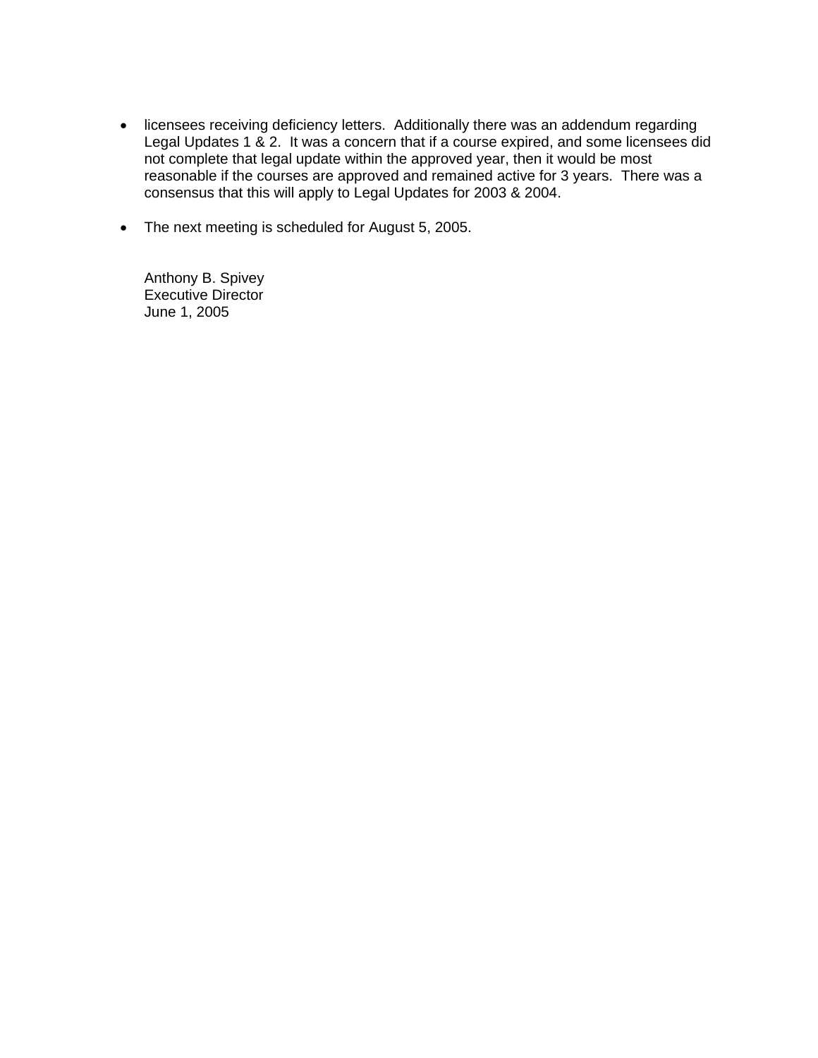- licensees receiving deficiency letters.  Additionally there was an addendum regarding Legal Updates 1 & 2.  It was a concern that if a course expired, and some licensees did not complete that legal update within the approved year, then it would be most reasonable if the courses are approved and remained active for 3 years.  There was a consensus that this will apply to Legal Updates for 2003 & 2004.

- The next meeting is scheduled for August 5, 2005.

Anthony B. Spivey
Executive Director
June 1, 2005